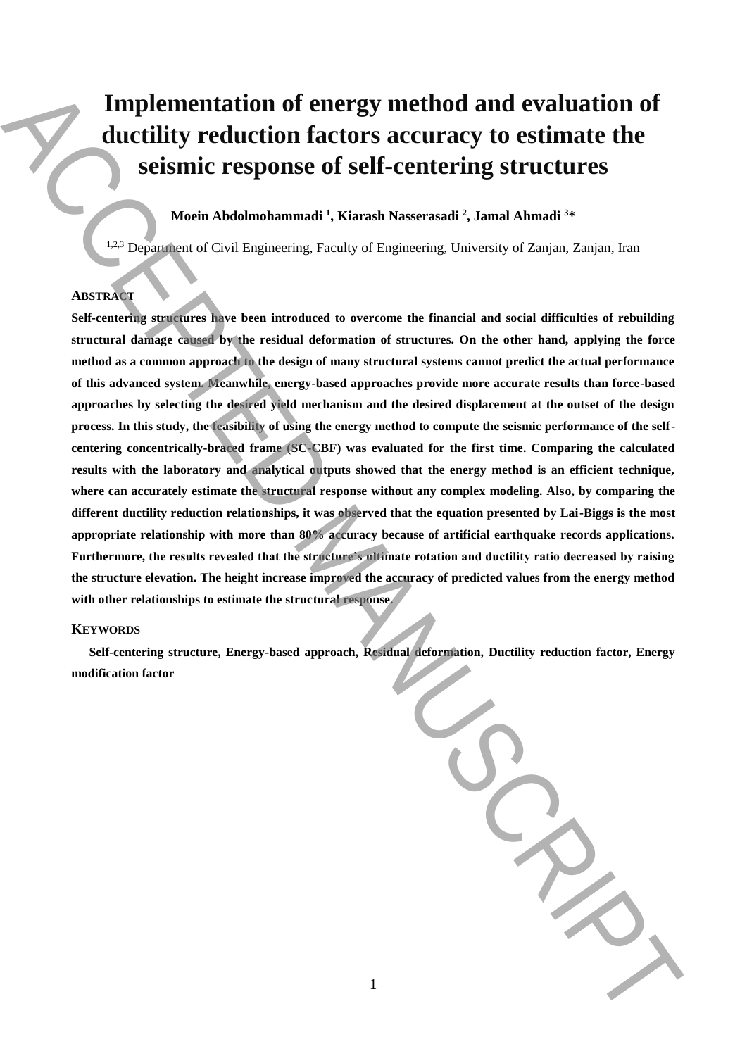# Implementation of energy method and evaluation of ductility reduction factors accuracy to estimate the seismic response of self-centering structures

**Moein Abdolmohammadi [1], Kiarash Nasserasadi [2], Jamal Ahmadi [3]***

[1,2,3] Department of Civil Engineering, Faculty of Engineering, University of Zanjan, Zanjan, Iran

## ABSTRACT

**Self-centering structures have been introduced to overcome the financial and social difficulties of rebuilding structural damage caused by the residual deformation of structures. On the other hand, applying the force method as a common approach to the design of many structural systems cannot predict the actual performance of this advanced system. Meanwhile, energy-based approaches provide more accurate results than force-based approaches by selecting the desired yield mechanism and the desired displacement at the outset of the design process. In this study, the feasibility of using the energy method to compute the seismic performance of the self-centering concentrically-braced frame (SC-CBF) was evaluated for the first time. Comparing the calculated results with the laboratory and analytical outputs showed that the energy method is an efficient technique, where can accurately estimate the structural response without any complex modeling. Also, by comparing the different ductility reduction relationships, it was observed that the equation presented by Lai-Biggs is the most appropriate relationship with more than 80% accuracy because of artificial earthquake records applications. Furthermore, the results revealed that the structure's ultimate rotation and ductility ratio decreased by raising the structure elevation. The height increase improved the accuracy of predicted values from the energy method with other relationships to estimate the structural response.**

## KEYWORDS

**Self-centering structure, Energy-based approach, Residual deformation, Ductility reduction factor, Energy modification factor**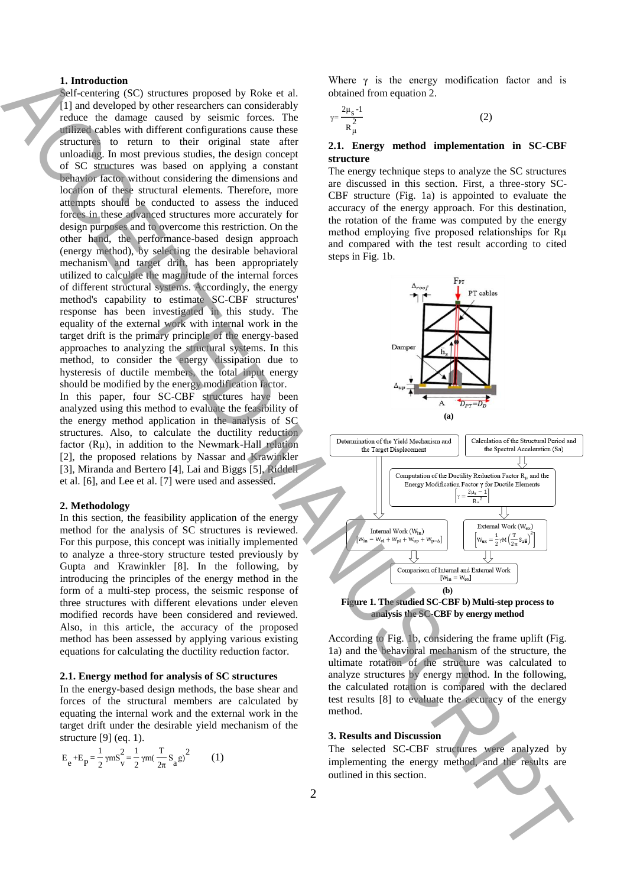## 1. Introduction

Self-centering (SC) structures proposed by Roke et al. [1] and developed by other researchers can considerably reduce the damage caused by seismic forces. The utilized cables with different configurations cause these structures to return to their original state after unloading. In most previous studies, the design concept of SC structures was based on applying a constant behavior factor without considering the dimensions and location of these structural elements. Therefore, more attempts should be conducted to assess the induced forces in these advanced structures more accurately for design purposes and to overcome this restriction. On the other hand, the performance-based design approach (energy method), by selecting the desirable behavioral mechanism and target drift, has been appropriately utilized to calculate the magnitude of the internal forces of different structural systems. Accordingly, the energy method's capability to estimate SC-CBF structures' response has been investigated in this study. The equality of the external work with internal work in the target drift is the primary principle of the energy-based approaches to analyzing the structural systems. In this method, to consider the energy dissipation due to hysteresis of ductile members, the total input energy should be modified by the energy modification factor.

In this paper, four SC-CBF structures have been analyzed using this method to evaluate the feasibility of the energy method application in the analysis of SC structures. Also, to calculate the ductility reduction factor (Rμ), in addition to the Newmark-Hall relation [2], the proposed relations by Nassar and Krawinkler [3], Miranda and Bertero [4], Lai and Biggs [5], Riddell et al. [6], and Lee et al. [7] were used and assessed.

## 2. Methodology

In this section, the feasibility application of the energy method for the analysis of SC structures is reviewed. For this purpose, this concept was initially implemented to analyze a three-story structure tested previously by Gupta and Krawinkler [8]. In the following, by introducing the principles of the energy method in the form of a multi-step process, the seismic response of three structures with different elevations under eleven modified records have been considered and reviewed. Also, in this article, the accuracy of the proposed method has been assessed by applying various existing equations for calculating the ductility reduction factor.

### 2.1. Energy method for analysis of SC structures

In the energy-based design methods, the base shear and forces of the structural members are calculated by equating the internal work and the external work in the target drift under the desirable yield mechanism of the structure [9] (eq. 1).

$$E_e + E_P = \frac{1}{2}\gamma m S_v^2 = \frac{1}{2}\gamma m\left(\frac{T}{2\pi}S_a g\right)^2 \qquad (1)$$

Where γ is the energy modification factor and is obtained from equation 2.

$$\gamma = \frac{2\mu_s - 1}{R_\mu^2} \qquad (2)$$

### 2.1. Energy method implementation in SC-CBF structure

The energy technique steps to analyze the SC structures are discussed in this section. First, a three-story SC-CBF structure (Fig. 1a) is appointed to evaluate the accuracy of the energy approach. For this destination, the rotation of the frame was computed by the energy method employing five proposed relationships for Rμ and compared with the test result according to cited steps in Fig. 1b.

$\Delta_{roof}$

$F_{PT}$

PT cables

Damper

$h_s$

$\Delta_{up}$

A

$D_{PT}=D_D$

**(a)**

Determination of the Yield Mechanism and the Target Displacement

Calculation of the Structural Period and the Spectral Acceleration (Sa)

Computation of the Ductility Reduction Factor $R_\mu$ and the Energy Modification Factor γ for Ductile Elements $\left[\gamma = \frac{2\mu_s - 1}{R_\mu^2}\right]$

Internal Work ($W_{in}$) $[W_{in} = W_{el} + W_{pl} + W_{up} + W_{p-\delta}]$

External Work ($W_{ex}$) $\left[W_{ex} = \frac{1}{2}\gamma M\left(\frac{T}{2\pi}S_a g\right)^2\right]$

Comparison of Internal and External Work $[W_{in} = W_{ex}]$

**(b)**

**Figure 1. The studied SC-CBF b) Multi-step process to analysis the SC-CBF by energy method**

According to Fig. 1b, considering the frame uplift (Fig. 1a) and the behavioral mechanism of the structure, the ultimate rotation of the structure was calculated to analyze structures by energy method. In the following, the calculated rotation is compared with the declared test results [8] to evaluate the accuracy of the energy method.

## 3. Results and Discussion

The selected SC-CBF structures were analyzed by implementing the energy method, and the results are outlined in this section.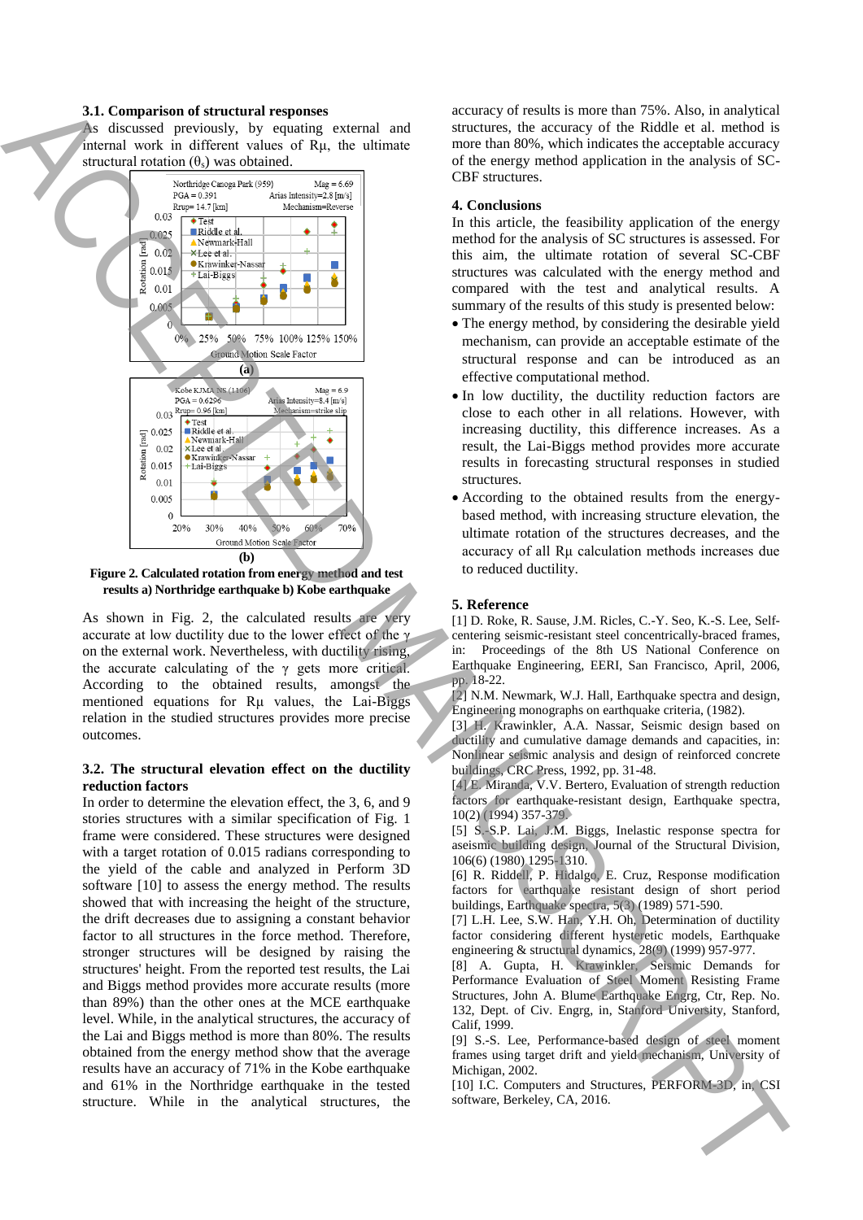### 3.1. Comparison of structural responses

As discussed previously, by equating external and internal work in different values of Rμ, the ultimate structural rotation ($\theta_s$) was obtained.

Northridge Canoga Park (959) Mag = 6.69
PGA = 0.391 Arias Intensity=2.8 [m/s]
Rrup= 14.7 [km] Mechanism=Reverse
Rotation [rad]
0.03
0.025
0.02
0.015
0.01
0.005
0
Test
Riddle et al.
Newmark-Hall
Lee et al.
Krawinkler-Nassar
Lai-Biggs
0% 25% 50% 75% 100% 125% 150%
Ground Motion Scale Factor
(a)

Kobe KJMA NS (1106) Mag = 6.9
PGA = 0.6296 Arias Intensity=8.4 [m/s]
Rrup= 0.96 [km] Mechanism=strike slip
Rotation [rad]
0.03
0.025
0.02
0.015
0.01
0.005
0
Test
Riddle et al.
Newmark-Hall
Lee et al.
Krawinkler-Nassar
Lai-Biggs
20% 30% 40% 50% 60% 70%
Ground Motion Scale Factor
(b)

**Figure 2. Calculated rotation from energy method and test results a) Northridge earthquake b) Kobe earthquake**

As shown in Fig. 2, the calculated results are very accurate at low ductility due to the lower effect of the γ on the external work. Nevertheless, with ductility rising, the accurate calculating of the γ gets more critical. According to the obtained results, amongst the mentioned equations for Rμ values, the Lai-Biggs relation in the studied structures provides more precise outcomes.

### 3.2. The structural elevation effect on the ductility reduction factors

In order to determine the elevation effect, the 3, 6, and 9 stories structures with a similar specification of Fig. 1 frame were considered. These structures were designed with a target rotation of 0.015 radians corresponding to the yield of the cable and analyzed in Perform 3D software [10] to assess the energy method. The results showed that with increasing the height of the structure, the drift decreases due to assigning a constant behavior factor to all structures in the force method. Therefore, stronger structures will be designed by raising the structures' height. From the reported test results, the Lai and Biggs method provides more accurate results (more than 89%) than the other ones at the MCE earthquake level. While, in the analytical structures, the accuracy of the Lai and Biggs method is more than 80%. The results obtained from the energy method show that the average results have an accuracy of 71% in the Kobe earthquake and 61% in the Northridge earthquake in the tested structure. While in the analytical structures, the accuracy of results is more than 75%. Also, in analytical structures, the accuracy of the Riddle et al. method is more than 80%, which indicates the acceptable accuracy of the energy method application in the analysis of SC-CBF structures.

## 4. Conclusions

In this article, the feasibility application of the energy method for the analysis of SC structures is assessed. For this aim, the ultimate rotation of several SC-CBF structures was calculated with the energy method and compared with the test and analytical results. A summary of the results of this study is presented below:

- The energy method, by considering the desirable yield mechanism, can provide an acceptable estimate of the structural response and can be introduced as an effective computational method.
- In low ductility, the ductility reduction factors are close to each other in all relations. However, with increasing ductility, this difference increases. As a result, the Lai-Biggs method provides more accurate results in forecasting structural responses in studied structures.
- According to the obtained results from the energy-based method, with increasing structure elevation, the ultimate rotation of the structures decreases, and the accuracy of all Rμ calculation methods increases due to reduced ductility.

## 5. Reference

[1] D. Roke, R. Sause, J.M. Ricles, C.-Y. Seo, K.-S. Lee, Self-centering seismic-resistant steel concentrically-braced frames, in: Proceedings of the 8th US National Conference on Earthquake Engineering, EERI, San Francisco, April, 2006, pp. 18-22.

[2] N.M. Newmark, W.J. Hall, Earthquake spectra and design, Engineering monographs on earthquake criteria, (1982).

[3] H. Krawinkler, A.A. Nassar, Seismic design based on ductility and cumulative damage demands and capacities, in: Nonlinear seismic analysis and design of reinforced concrete buildings, CRC Press, 1992, pp. 31-48.

[4] E. Miranda, V.V. Bertero, Evaluation of strength reduction factors for earthquake-resistant design, Earthquake spectra, 10(2) (1994) 357-379.

[5] S.-S.P. Lai, J.M. Biggs, Inelastic response spectra for aseismic building design, Journal of the Structural Division, 106(6) (1980) 1295-1310.

[6] R. Riddell, P. Hidalgo, E. Cruz, Response modification factors for earthquake resistant design of short period buildings, Earthquake spectra, 5(3) (1989) 571-590.

[7] L.H. Lee, S.W. Han, Y.H. Oh, Determination of ductility factor considering different hysteretic models, Earthquake engineering & structural dynamics, 28(9) (1999) 957-977.

[8] A. Gupta, H. Krawinkler, Seismic Demands for Performance Evaluation of Steel Moment Resisting Frame Structures, John A. Blume Earthquake Engrg, Ctr, Rep. No. 132, Dept. of Civ. Engrg, in, Stanford University, Stanford, Calif, 1999.

[9] S.-S. Lee, Performance-based design of steel moment frames using target drift and yield mechanism, University of Michigan, 2002.

[10] I.C. Computers and Structures, PERFORM-3D, in, CSI software, Berkeley, CA, 2016.